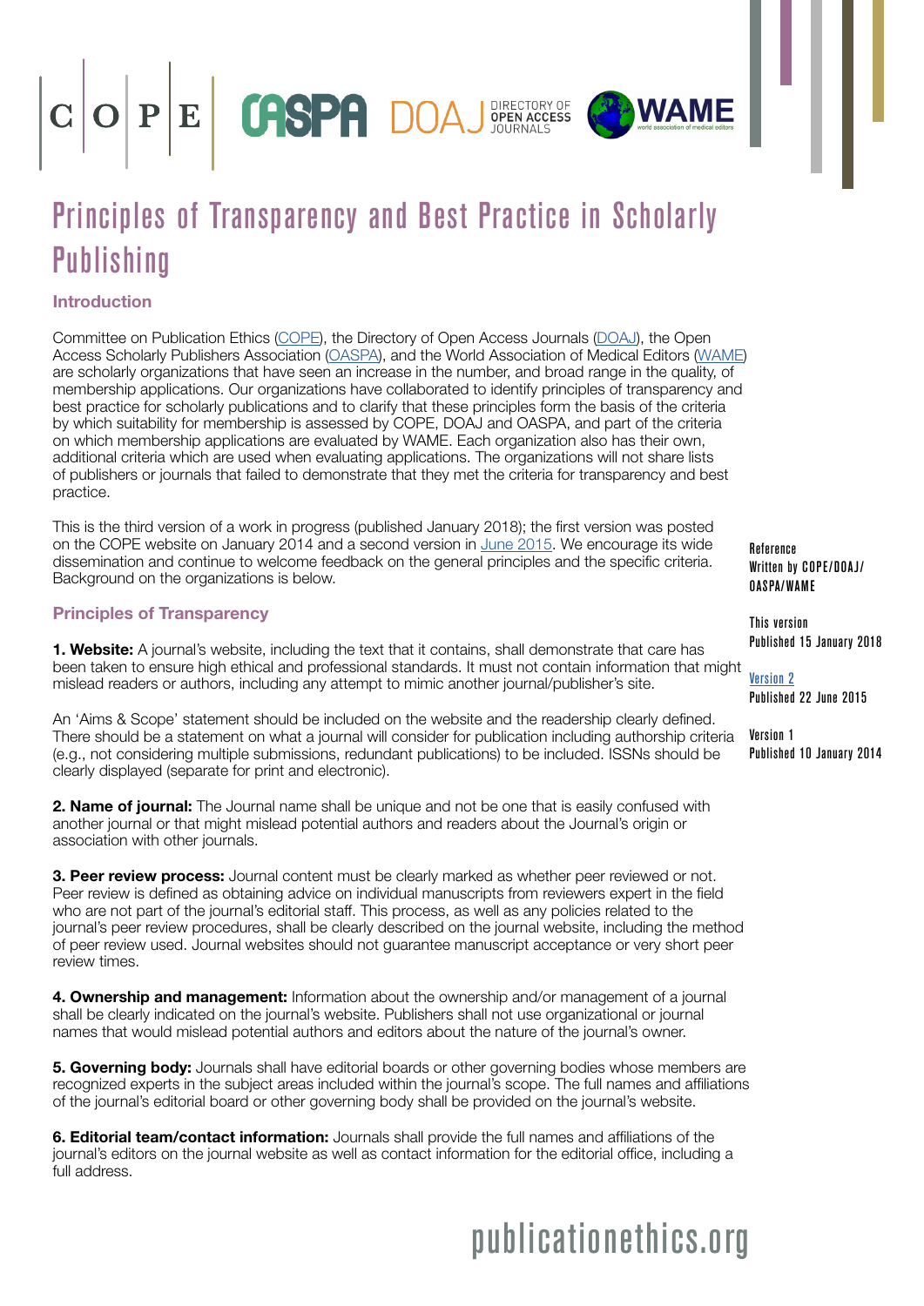# Principles of Transparency and Best Practice in Scholarly Publishing

## Introduction

Committee on Publication Ethics (COPE), the Directory of Open Access Journals (DOAJ), the Open Access Scholarly Publishers Association (OASPA), and the World Association of Medical Editors (WAME) are scholarly organizations that have seen an increase in the number, and broad range in the quality, of membership applications. Our organizations have collaborated to identify principles of transparency and best practice for scholarly publications and to clarify that these principles form the basis of the criteria by which suitability for membership is assessed by COPE, DOAJ and OASPA, and part of the criteria on which membership applications are evaluated by WAME. Each organization also has their own, additional criteria which are used when evaluating applications. The organizations will not share lists of publishers or journals that failed to demonstrate that they met the criteria for transparency and best practice.

This is the third version of a work in progress (published January 2018); the first version was posted on the COPE website on January 2014 and a second version in June 2015. We encourage its wide dissemination and continue to welcome feedback on the general principles and the specific criteria. Background on the organizations is below.

Reference
Written by COPE/DOAJ/OASPA/WAME

This version
Published 15 January 2018

Version 2
Published 22 June 2015

Version 1
Published 10 January 2014

## Principles of Transparency

**1. Website:** A journal's website, including the text that it contains, shall demonstrate that care has been taken to ensure high ethical and professional standards. It must not contain information that might mislead readers or authors, including any attempt to mimic another journal/publisher's site.

An 'Aims & Scope' statement should be included on the website and the readership clearly defined. There should be a statement on what a journal will consider for publication including authorship criteria (e.g., not considering multiple submissions, redundant publications) to be included. ISSNs should be clearly displayed (separate for print and electronic).

**2. Name of journal:** The Journal name shall be unique and not be one that is easily confused with another journal or that might mislead potential authors and readers about the Journal's origin or association with other journals.

**3. Peer review process:** Journal content must be clearly marked as whether peer reviewed or not. Peer review is defined as obtaining advice on individual manuscripts from reviewers expert in the field who are not part of the journal's editorial staff. This process, as well as any policies related to the journal's peer review procedures, shall be clearly described on the journal website, including the method of peer review used. Journal websites should not guarantee manuscript acceptance or very short peer review times.

**4. Ownership and management:** Information about the ownership and/or management of a journal shall be clearly indicated on the journal's website. Publishers shall not use organizational or journal names that would mislead potential authors and editors about the nature of the journal's owner.

**5. Governing body:** Journals shall have editorial boards or other governing bodies whose members are recognized experts in the subject areas included within the journal's scope. The full names and affiliations of the journal's editorial board or other governing body shall be provided on the journal's website.

**6. Editorial team/contact information:** Journals shall provide the full names and affiliations of the journal's editors on the journal website as well as contact information for the editorial office, including a full address.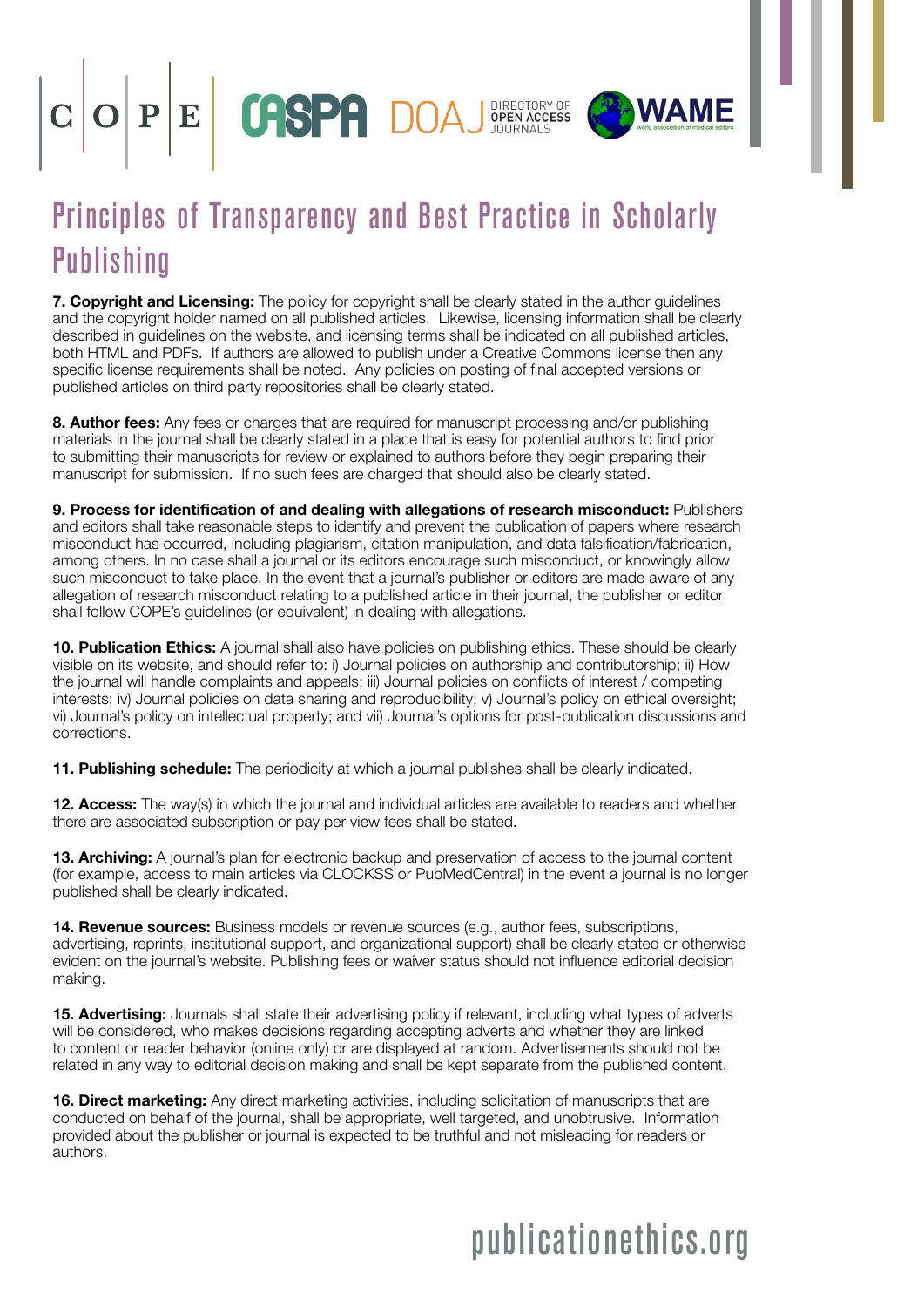# Principles of Transparency and Best Practice in Scholarly Publishing

**7. Copyright and Licensing:** The policy for copyright shall be clearly stated in the author guidelines and the copyright holder named on all published articles. Likewise, licensing information shall be clearly described in guidelines on the website, and licensing terms shall be indicated on all published articles, both HTML and PDFs. If authors are allowed to publish under a Creative Commons license then any specific license requirements shall be noted. Any policies on posting of final accepted versions or published articles on third party repositories shall be clearly stated.

**8. Author fees:** Any fees or charges that are required for manuscript processing and/or publishing materials in the journal shall be clearly stated in a place that is easy for potential authors to find prior to submitting their manuscripts for review or explained to authors before they begin preparing their manuscript for submission. If no such fees are charged that should also be clearly stated.

**9. Process for identification of and dealing with allegations of research misconduct:** Publishers and editors shall take reasonable steps to identify and prevent the publication of papers where research misconduct has occurred, including plagiarism, citation manipulation, and data falsification/fabrication, among others. In no case shall a journal or its editors encourage such misconduct, or knowingly allow such misconduct to take place. In the event that a journal's publisher or editors are made aware of any allegation of research misconduct relating to a published article in their journal, the publisher or editor shall follow COPE's guidelines (or equivalent) in dealing with allegations.

**10. Publication Ethics:** A journal shall also have policies on publishing ethics. These should be clearly visible on its website, and should refer to: i) Journal policies on authorship and contributorship; ii) How the journal will handle complaints and appeals; iii) Journal policies on conflicts of interest / competing interests; iv) Journal policies on data sharing and reproducibility; v) Journal's policy on ethical oversight; vi) Journal's policy on intellectual property; and vii) Journal's options for post-publication discussions and corrections.

**11. Publishing schedule:** The periodicity at which a journal publishes shall be clearly indicated.

**12. Access:** The way(s) in which the journal and individual articles are available to readers and whether there are associated subscription or pay per view fees shall be stated.

**13. Archiving:** A journal's plan for electronic backup and preservation of access to the journal content (for example, access to main articles via CLOCKSS or PubMedCentral) in the event a journal is no longer published shall be clearly indicated.

**14. Revenue sources:** Business models or revenue sources (e.g., author fees, subscriptions, advertising, reprints, institutional support, and organizational support) shall be clearly stated or otherwise evident on the journal's website. Publishing fees or waiver status should not influence editorial decision making.

**15. Advertising:** Journals shall state their advertising policy if relevant, including what types of adverts will be considered, who makes decisions regarding accepting adverts and whether they are linked to content or reader behavior (online only) or are displayed at random. Advertisements should not be related in any way to editorial decision making and shall be kept separate from the published content.

**16. Direct marketing:** Any direct marketing activities, including solicitation of manuscripts that are conducted on behalf of the journal, shall be appropriate, well targeted, and unobtrusive. Information provided about the publisher or journal is expected to be truthful and not misleading for readers or authors.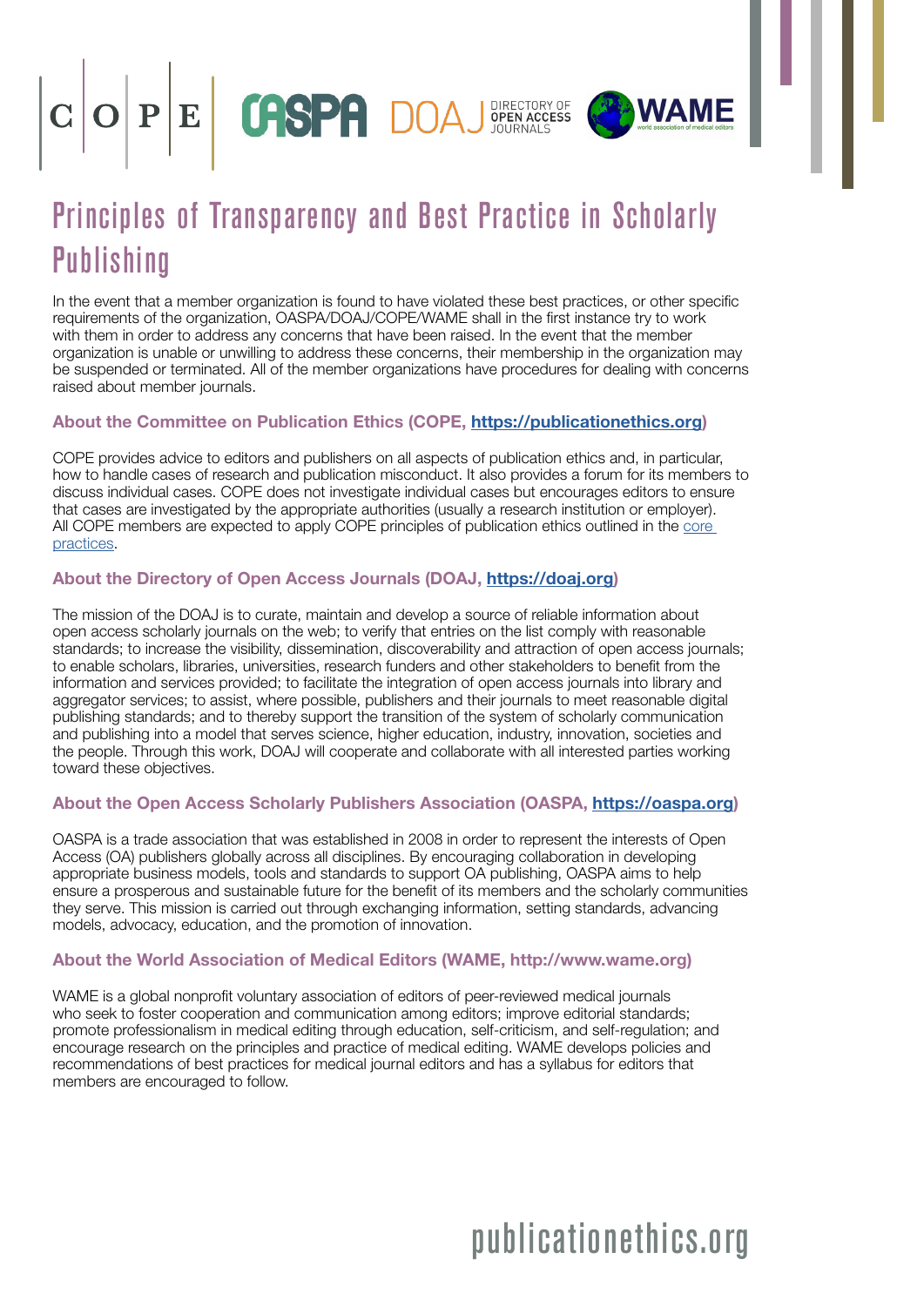# Principles of Transparency and Best Practice in Scholarly Publishing

In the event that a member organization is found to have violated these best practices, or other specific requirements of the organization, OASPA/DOAJ/COPE/WAME shall in the first instance try to work with them in order to address any concerns that have been raised. In the event that the member organization is unable or unwilling to address these concerns, their membership in the organization may be suspended or terminated. All of the member organizations have procedures for dealing with concerns raised about member journals.

### About the Committee on Publication Ethics (COPE, https://publicationethics.org)

COPE provides advice to editors and publishers on all aspects of publication ethics and, in particular, how to handle cases of research and publication misconduct. It also provides a forum for its members to discuss individual cases. COPE does not investigate individual cases but encourages editors to ensure that cases are investigated by the appropriate authorities (usually a research institution or employer). All COPE members are expected to apply COPE principles of publication ethics outlined in the core practices.

### About the Directory of Open Access Journals (DOAJ, https://doaj.org)

The mission of the DOAJ is to curate, maintain and develop a source of reliable information about open access scholarly journals on the web; to verify that entries on the list comply with reasonable standards; to increase the visibility, dissemination, discoverability and attraction of open access journals; to enable scholars, libraries, universities, research funders and other stakeholders to benefit from the information and services provided; to facilitate the integration of open access journals into library and aggregator services; to assist, where possible, publishers and their journals to meet reasonable digital publishing standards; and to thereby support the transition of the system of scholarly communication and publishing into a model that serves science, higher education, industry, innovation, societies and the people. Through this work, DOAJ will cooperate and collaborate with all interested parties working toward these objectives.

### About the Open Access Scholarly Publishers Association (OASPA, https://oaspa.org)

OASPA is a trade association that was established in 2008 in order to represent the interests of Open Access (OA) publishers globally across all disciplines. By encouraging collaboration in developing appropriate business models, tools and standards to support OA publishing, OASPA aims to help ensure a prosperous and sustainable future for the benefit of its members and the scholarly communities they serve. This mission is carried out through exchanging information, setting standards, advancing models, advocacy, education, and the promotion of innovation.

### About the World Association of Medical Editors (WAME, http://www.wame.org)

WAME is a global nonprofit voluntary association of editors of peer-reviewed medical journals who seek to foster cooperation and communication among editors; improve editorial standards; promote professionalism in medical editing through education, self-criticism, and self-regulation; and encourage research on the principles and practice of medical editing. WAME develops policies and recommendations of best practices for medical journal editors and has a syllabus for editors that members are encouraged to follow.